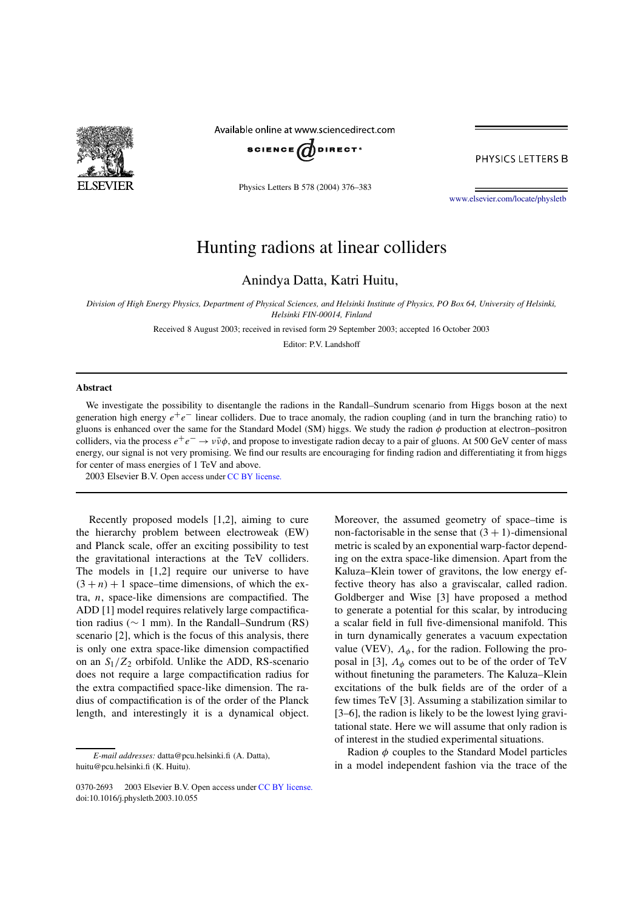# Hunting radions at linear colliders

Anindya Datta, Katri Huitu,

*Division of High Energy Physics, Department of Physical Sciences, and Helsinki Institute of Physics, PO Box 64, University of Helsinki, Helsinki FIN-00014, Finland*

Received 8 August 2003; received in revised form 29 September 2003; accepted 16 October 2003

Editor: P.V. Landshoff

## Abstract

We investigate the possibility to disentangle the radions in the Randall–Sundrum scenario from Higgs boson at the next generation high energy $e^+e^-$ linear colliders. Due to trace anomaly, the radion coupling (and in turn the branching ratio) to gluons is enhanced over the same for the Standard Model (SM) higgs. We study the radion $\phi$ production at electron–positron colliders, via the process $e^+e^- \to \nu\bar{\nu}\phi$, and propose to investigate radion decay to a pair of gluons. At 500 GeV center of mass energy, our signal is not very promising. We find our results are encouraging for finding radion and differentiating it from higgs for center of mass energies of 1 TeV and above.

2003 Elsevier B.V. Open access under CC BY license.

Recently proposed models [1,2], aiming to cure the hierarchy problem between electroweak (EW) and Planck scale, offer an exciting possibility to test the gravitational interactions at the TeV colliders. The models in [1,2] require our universe to have $(3+n)+1$ space–time dimensions, of which the extra, $n$, space-like dimensions are compactified. The ADD [1] model requires relatively large compactification radius ($\sim 1$ mm). In the Randall–Sundrum (RS) scenario [2], which is the focus of this analysis, there is only one extra space-like dimension compactified on an $S_1/Z_2$ orbifold. Unlike the ADD, RS-scenario does not require a large compactification radius for the extra compactified space-like dimension. The radius of compactification is of the order of the Planck length, and interestingly it is a dynamical object. Moreover, the assumed geometry of space–time is non-factorisable in the sense that $(3+1)$-dimensional metric is scaled by an exponential warp-factor depending on the extra space-like dimension. Apart from the Kaluza–Klein tower of gravitons, the low energy effective theory has also a graviscalar, called radion. Goldberger and Wise [3] have proposed a method to generate a potential for this scalar, by introducing a scalar field in full five-dimensional manifold. This in turn dynamically generates a vacuum expectation value (VEV), $\Lambda_\phi$, for the radion. Following the proposal in [3], $\Lambda_\phi$ comes out to be of the order of TeV without finetuning the parameters. The Kaluza–Klein excitations of the bulk fields are of the order of a few times TeV [3]. Assuming a stabilization similar to [3–6], the radion is likely to be the lowest lying gravitational state. Here we will assume that only radion is of interest in the studied experimental situations.

Radion $\phi$ couples to the Standard Model particles in a model independent fashion via the trace of the

*E-mail addresses:* datta@pcu.helsinki.fi (A. Datta), huitu@pcu.helsinki.fi (K. Huitu).

0370-2693 2003 Elsevier B.V. Open access under CC BY license.
doi:10.1016/j.physletb.2003.10.055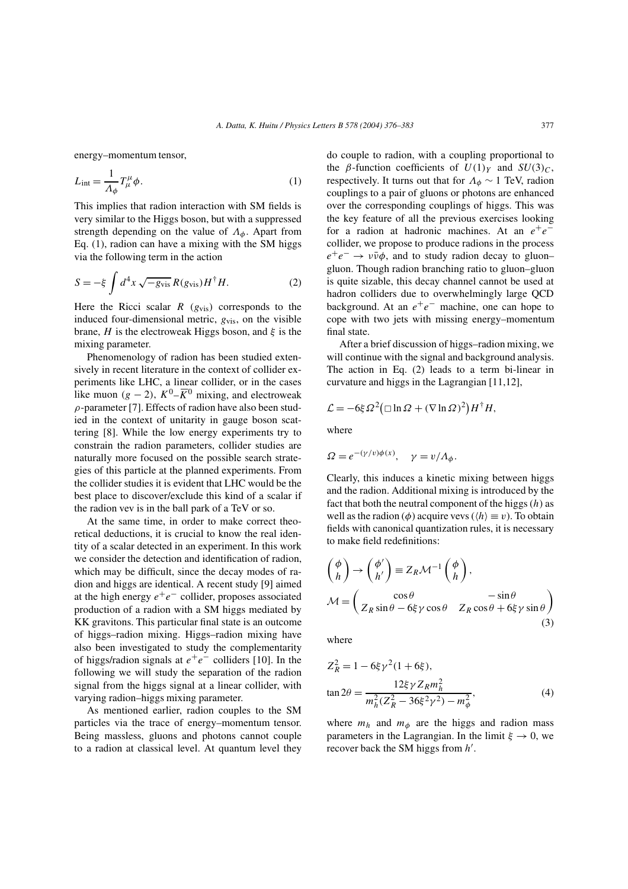energy–momentum tensor,

$$L_{\text{int}} = \frac{1}{\Lambda_\phi} T^\mu_\mu \phi. \tag{1}$$

This implies that radion interaction with SM fields is very similar to the Higgs boson, but with a suppressed strength depending on the value of $\Lambda_\phi$. Apart from Eq. (1), radion can have a mixing with the SM higgs via the following term in the action

$$S = -\xi \int d^4x \sqrt{-g_{\text{vis}}}\, R(g_{\text{vis}}) H^\dagger H. \tag{2}$$

Here the Ricci scalar $R$ ($g_{\text{vis}}$) corresponds to the induced four-dimensional metric, $g_{\text{vis}}$, on the visible brane, $H$ is the electroweak Higgs boson, and $\xi$ is the mixing parameter.

Phenomenology of radion has been studied extensively in recent literature in the context of collider experiments like LHC, a linear collider, or in the cases like muon $(g-2)$, $K^0$–$\overline{K}^0$ mixing, and electroweak $\rho$-parameter [7]. Effects of radion have also been studied in the context of unitarity in gauge boson scattering [8]. While the low energy experiments try to constrain the radion parameters, collider studies are naturally more focused on the possible search strategies of this particle at the planned experiments. From the collider studies it is evident that LHC would be the best place to discover/exclude this kind of a scalar if the radion vev is in the ball park of a TeV or so.

At the same time, in order to make correct theoretical deductions, it is crucial to know the real identity of a scalar detected in an experiment. In this work we consider the detection and identification of radion, which may be difficult, since the decay modes of radion and higgs are identical. A recent study [9] aimed at the high energy $e^+e^-$ collider, proposes associated production of a radion with a SM higgs mediated by KK gravitons. This particular final state is an outcome of higgs–radion mixing. Higgs–radion mixing have also been investigated to study the complementarity of higgs/radion signals at $e^+e^-$ colliders [10]. In the following we will study the separation of the radion signal from the higgs signal at a linear collider, with varying radion–higgs mixing parameter.

As mentioned earlier, radion couples to the SM particles via the trace of energy–momentum tensor. Being massless, gluons and photons cannot couple to a radion at classical level. At quantum level they do couple to radion, with a coupling proportional to the $\beta$-function coefficients of $U(1)_Y$ and $SU(3)_C$, respectively. It turns out that for $\Lambda_\phi \sim 1$ TeV, radion couplings to a pair of gluons or photons are enhanced over the corresponding couplings of higgs. This was the key feature of all the previous exercises looking for a radion at hadronic machines. At an $e^+e^-$ collider, we propose to produce radions in the process $e^+e^- \to \nu\bar{\nu}\phi$, and to study radion decay to gluon–gluon. Though radion branching ratio to gluon–gluon is quite sizable, this decay channel cannot be used at hadron colliders due to overwhelmingly large QCD background. At an $e^+e^-$ machine, one can hope to cope with two jets with missing energy–momentum final state.

After a brief discussion of higgs–radion mixing, we will continue with the signal and background analysis. The action in Eq. (2) leads to a term bi-linear in curvature and higgs in the Lagrangian [11,12],

$$\mathcal{L} = -6\xi\,\Omega^2\big(\Box \ln \Omega + (\nabla \ln \Omega)^2\big) H^\dagger H,$$

where

$$\Omega = e^{-(\gamma/v)\phi(x)}, \quad \gamma = v/\Lambda_\phi.$$

Clearly, this induces a kinetic mixing between higgs and the radion. Additional mixing is introduced by the fact that both the neutral component of the higgs ($h$) as well as the radion ($\phi$) acquire vevs ($\langle h\rangle \equiv v$). To obtain fields with canonical quantization rules, it is necessary to make field redefinitions:

$$\begin{pmatrix} \phi \\ h \end{pmatrix} \to \begin{pmatrix} \phi' \\ h' \end{pmatrix} \equiv Z_R \mathcal{M}^{-1} \begin{pmatrix} \phi \\ h \end{pmatrix},$$

$$\mathcal{M} = \begin{pmatrix} \cos\theta & -\sin\theta \\ Z_R \sin\theta - 6\xi\gamma\cos\theta & Z_R\cos\theta + 6\xi\gamma\sin\theta \end{pmatrix} \tag{3}$$

where

$$Z_R^2 = 1 - 6\xi\gamma^2(1+6\xi),$$

$$\tan 2\theta = \frac{12\xi\gamma Z_R m_h^2}{m_h^2(Z_R^2 - 36\xi^2\gamma^2) - m_\phi^2}, \tag{4}$$

where $m_h$ and $m_\phi$ are the higgs and radion mass parameters in the Lagrangian. In the limit $\xi \to 0$, we recover back the SM higgs from $h'$.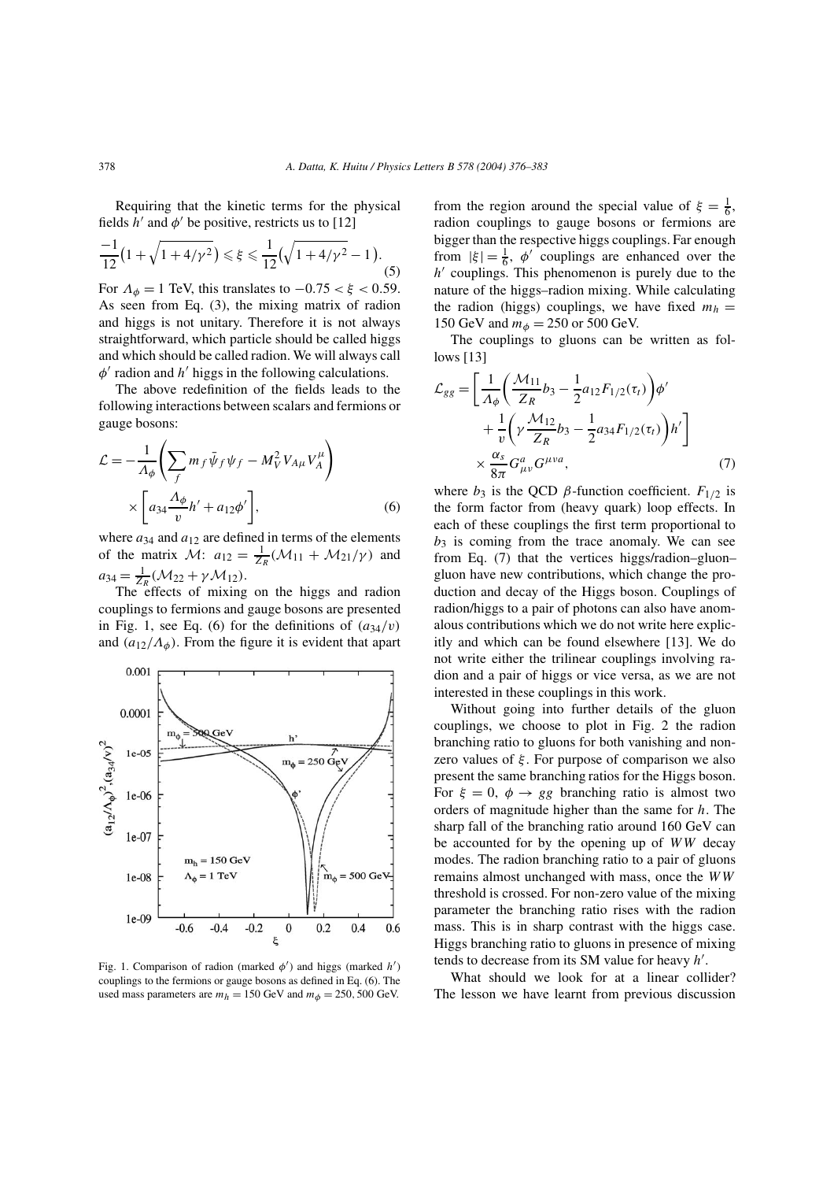Requiring that the kinetic terms for the physical fields $h'$ and $\phi'$ be positive, restricts us to [12]

$$\frac{-1}{12}\left(1+\sqrt{1+4/\gamma^2}\right) \leqslant \xi \leqslant \frac{1}{12}\left(\sqrt{1+4/\gamma^2}-1\right). \tag{5}$$

For $\Lambda_\phi = 1$ TeV, this translates to $-0.75 < \xi < 0.59$. As seen from Eq. (3), the mixing matrix of radion and higgs is not unitary. Therefore it is not always straightforward, which particle should be called higgs and which should be called radion. We will always call $\phi'$ radion and $h'$ higgs in the following calculations.

The above redefinition of the fields leads to the following interactions between scalars and fermions or gauge bosons:

$$\mathcal{L} = -\frac{1}{\Lambda_\phi}\left(\sum_f m_f \bar{\psi}_f \psi_f - M_V^2 V_{A\mu} V_A^\mu\right) \times \left[a_{34}\frac{\Lambda_\phi}{v}h' + a_{12}\phi'\right], \tag{6}$$

where $a_{34}$ and $a_{12}$ are defined in terms of the elements of the matrix $\mathcal{M}$: $a_{12} = \frac{1}{Z_R}(\mathcal{M}_{11} + \mathcal{M}_{21}/\gamma)$ and $a_{34} = \frac{1}{Z_R}(\mathcal{M}_{22} + \gamma \mathcal{M}_{12})$.

The effects of mixing on the higgs and radion couplings to fermions and gauge bosons are presented in Fig. 1, see Eq. (6) for the definitions of $(a_{34}/v)$ and $(a_{12}/\Lambda_\phi)$. From the figure it is evident that apart from the region around the special value of $\xi = \frac{1}{6}$, radion couplings to gauge bosons or fermions are bigger than the respective higgs couplings. Far enough from $|\xi| = \frac{1}{6}$, $\phi'$ couplings are enhanced over the $h'$ couplings. This phenomenon is purely due to the nature of the higgs–radion mixing. While calculating the radion (higgs) couplings, we have fixed $m_h = 150$ GeV and $m_\phi = 250$ or 500 GeV.

Fig. 1. Comparison of radion (marked $\phi'$) and higgs (marked $h'$) couplings to the fermions or gauge bosons as defined in Eq. (6). The used mass parameters are $m_h = 150$ GeV and $m_\phi = 250, 500$ GeV.

The couplings to gluons can be written as follows [13]

$$\mathcal{L}_{gg} = \left[\frac{1}{\Lambda_\phi}\left(\frac{\mathcal{M}_{11}}{Z_R}b_3 - \frac{1}{2}a_{12}F_{1/2}(\tau_t)\right)\phi' + \frac{1}{v}\left(\gamma\frac{\mathcal{M}_{12}}{Z_R}b_3 - \frac{1}{2}a_{34}F_{1/2}(\tau_t)\right)h'\right] \times \frac{\alpha_s}{8\pi}G^a_{\mu\nu}G^{\mu\nu a}, \tag{7}$$

where $b_3$ is the QCD $\beta$-function coefficient. $F_{1/2}$ is the form factor from (heavy quark) loop effects. In each of these couplings the first term proportional to $b_3$ is coming from the trace anomaly. We can see from Eq. (7) that the vertices higgs/radion–gluon–gluon have new contributions, which change the production and decay of the Higgs boson. Couplings of radion/higgs to a pair of photons can also have anomalous contributions which we do not write here explicitly and which can be found elsewhere [13]. We do not write either the trilinear couplings involving radion and a pair of higgs or vice versa, as we are not interested in these couplings in this work.

Without going into further details of the gluon couplings, we choose to plot in Fig. 2 the radion branching ratio to gluons for both vanishing and non-zero values of $\xi$. For purpose of comparison we also present the same branching ratios for the Higgs boson. For $\xi = 0$, $\phi \to gg$ branching ratio is almost two orders of magnitude higher than the same for $h$. The sharp fall of the branching ratio around 160 GeV can be accounted for by the opening up of $WW$ decay modes. The radion branching ratio to a pair of gluons remains almost unchanged with mass, once the $WW$ threshold is crossed. For non-zero value of the mixing parameter the branching ratio rises with the radion mass. This is in sharp contrast with the higgs case. Higgs branching ratio to gluons in presence of mixing tends to decrease from its SM value for heavy $h'$.

What should we look for at a linear collider? The lesson we have learnt from previous discussion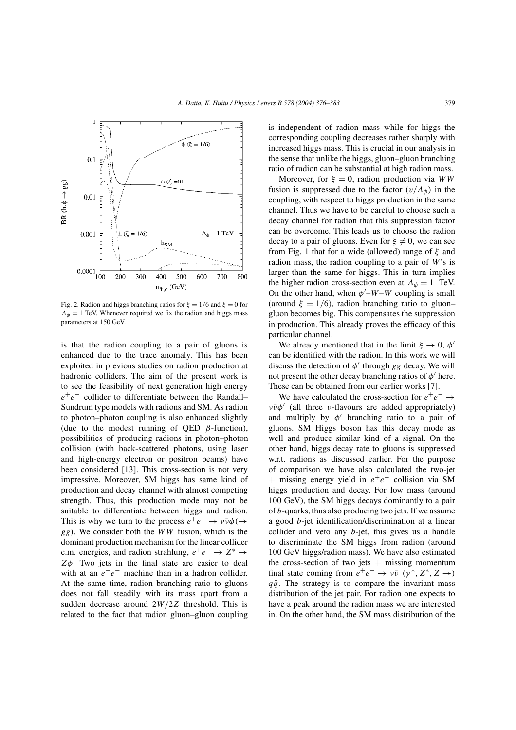Fig. 2. Radion and higgs branching ratios for $\xi = 1/6$ and $\xi = 0$ for $\Lambda_\phi = 1$ TeV. Whenever required we fix the radion and higgs mass parameters at 150 GeV.

is that the radion coupling to a pair of gluons is enhanced due to the trace anomaly. This has been exploited in previous studies on radion production at hadronic colliders. The aim of the present work is to see the feasibility of next generation high energy $e^+e^-$ collider to differentiate between the Randall–Sundrum type models with radions and SM. As radion to photon–photon coupling is also enhanced slightly (due to the modest running of QED $\beta$-function), possibilities of producing radions in photon–photon collision (with back-scattered photons, using laser and high-energy electron or positron beams) have been considered [13]. This cross-section is not very impressive. Moreover, SM higgs has same kind of production and decay channel with almost competing strength. Thus, this production mode may not be suitable to differentiate between higgs and radion. This is why we turn to the process $e^+e^- \to \nu\bar{\nu}\phi(\to gg)$. We consider both the $WW$ fusion, which is the dominant production mechanism for the linear collider c.m. energies, and radion strahlung, $e^+e^- \to Z^* \to Z\phi$. Two jets in the final state are easier to deal with at an $e^+e^-$ machine than in a hadron collider. At the same time, radion branching ratio to gluons does not fall steadily with its mass apart from a sudden decrease around $2W/2Z$ threshold. This is related to the fact that radion gluon–gluon coupling is independent of radion mass while for higgs the corresponding coupling decreases rather sharply with increased higgs mass. This is crucial in our analysis in the sense that unlike the higgs, gluon–gluon branching ratio of radion can be substantial at high radion mass.

Moreover, for $\xi = 0$, radion production via $WW$ fusion is suppressed due to the factor $(v/\Lambda_\phi)$ in the coupling, with respect to higgs production in the same channel. Thus we have to be careful to choose such a decay channel for radion that this suppression factor can be overcome. This leads us to choose the radion decay to a pair of gluons. Even for $\xi \neq 0$, we can see from Fig. 1 that for a wide (allowed) range of $\xi$ and radion mass, the radion coupling to a pair of $W$'s is larger than the same for higgs. This in turn implies the higher radion cross-section even at $\Lambda_\phi = 1$ TeV. On the other hand, when $\phi'$–$W$–$W$ coupling is small (around $\xi = 1/6$), radion branching ratio to gluon–gluon becomes big. This compensates the suppression in production. This already proves the efficacy of this particular channel.

We already mentioned that in the limit $\xi \to 0$, $\phi'$ can be identified with the radion. In this work we will discuss the detection of $\phi'$ through $gg$ decay. We will not present the other decay branching ratios of $\phi'$ here. These can be obtained from our earlier works [7].

We have calculated the cross-section for $e^+e^- \to \nu\bar{\nu}\phi'$ (all three $\nu$-flavours are added appropriately) and multiply by $\phi'$ branching ratio to a pair of gluons. SM Higgs boson has this decay mode as well and produce similar kind of a signal. On the other hand, higgs decay rate to gluons is suppressed w.r.t. radions as discussed earlier. For the purpose of comparison we have also calculated the two-jet + missing energy yield in $e^+e^-$ collision via SM higgs production and decay. For low mass (around 100 GeV), the SM higgs decays dominantly to a pair of $b$-quarks, thus also producing two jets. If we assume a good $b$-jet identification/discrimination at a linear collider and veto any $b$-jet, this gives us a handle to discriminate the SM higgs from radion (around 100 GeV higgs/radion mass). We have also estimated the cross-section of two jets + missing momentum final state coming from $e^+e^- \to \nu\bar{\nu}$ $(\gamma^*, Z^*, Z \to)$ $q\bar{q}$. The strategy is to compare the invariant mass distribution of the jet pair. For radion one expects to have a peak around the radion mass we are interested in. On the other hand, the SM mass distribution of the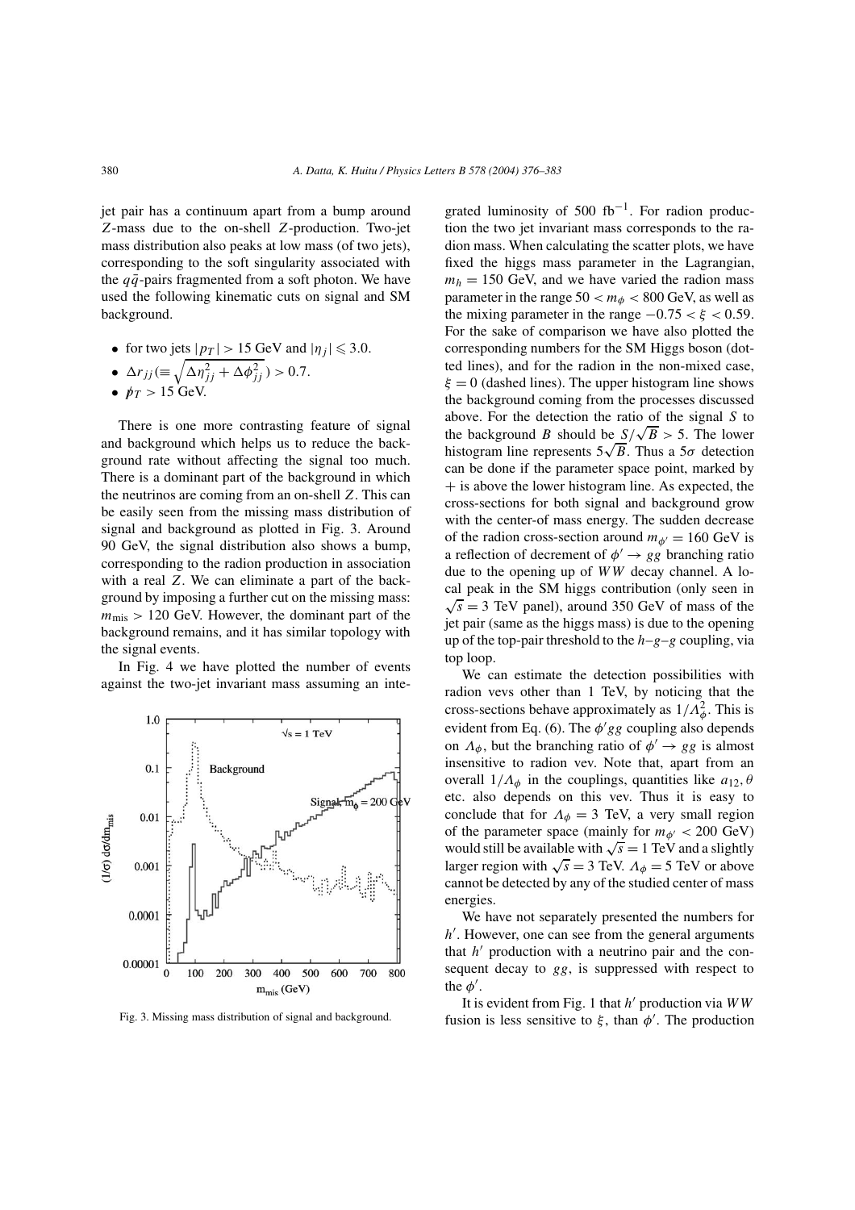jet pair has a continuum apart from a bump around $Z$-mass due to the on-shell $Z$-production. Two-jet mass distribution also peaks at low mass (of two jets), corresponding to the soft singularity associated with the $q\bar{q}$-pairs fragmented from a soft photon. We have used the following kinematic cuts on signal and SM background.

- for two jets $|p_T| > 15$ GeV and $|\eta_j| \leqslant 3.0$.
- $\Delta r_{jj} (\equiv \sqrt{\Delta\eta_{jj}^2 + \Delta\phi_{jj}^2}) > 0.7$.
- $\not{p}_T > 15$ GeV.

There is one more contrasting feature of signal and background which helps us to reduce the background rate without affecting the signal too much. There is a dominant part of the background in which the neutrinos are coming from an on-shell $Z$. This can be easily seen from the missing mass distribution of signal and background as plotted in Fig. 3. Around 90 GeV, the signal distribution also shows a bump, corresponding to the radion production in association with a real $Z$. We can eliminate a part of the background by imposing a further cut on the missing mass: $m_{\text{mis}} > 120$ GeV. However, the dominant part of the background remains, and it has similar topology with the signal events.

In Fig. 4 we have plotted the number of events against the two-jet invariant mass assuming an integrated luminosity of 500 fb$^{-1}$. For radion production the two jet invariant mass corresponds to the radion mass. When calculating the scatter plots, we have fixed the higgs mass parameter in the Lagrangian, $m_h = 150$ GeV, and we have varied the radion mass parameter in the range $50 < m_\phi < 800$ GeV, as well as the mixing parameter in the range $-0.75 < \xi < 0.59$. For the sake of comparison we have also plotted the corresponding numbers for the SM Higgs boson (dotted lines), and for the radion in the non-mixed case, $\xi = 0$ (dashed lines). The upper histogram line shows the background coming from the processes discussed above. For the detection the ratio of the signal $S$ to the background $B$ should be $S/\sqrt{B} > 5$. The lower histogram line represents $5\sqrt{B}$. Thus a $5\sigma$ detection can be done if the parameter space point, marked by $+$ is above the lower histogram line. As expected, the cross-sections for both signal and background grow with the center-of mass energy. The sudden decrease of the radion cross-section around $m_{\phi'} = 160$ GeV is a reflection of decrement of $\phi' \to gg$ branching ratio due to the opening up of $WW$ decay channel. A local peak in the SM higgs contribution (only seen in $\sqrt{s} = 3$ TeV panel), around 350 GeV of mass of the jet pair (same as the higgs mass) is due to the opening up of the top-pair threshold to the $h$–$g$–$g$ coupling, via top loop.

We can estimate the detection possibilities with radion vevs other than 1 TeV, by noticing that the cross-sections behave approximately as $1/\Lambda_\phi^2$. This is evident from Eq. (6). The $\phi' gg$ coupling also depends on $\Lambda_\phi$, but the branching ratio of $\phi' \to gg$ is almost insensitive to radion vev. Note that, apart from an overall $1/\Lambda_\phi$ in the couplings, quantities like $a_{12}, \theta$ etc. also depends on this vev. Thus it is easy to conclude that for $\Lambda_\phi = 3$ TeV, a very small region of the parameter space (mainly for $m_{\phi'} < 200$ GeV) would still be available with $\sqrt{s} = 1$ TeV and a slightly larger region with $\sqrt{s} = 3$ TeV. $\Lambda_\phi = 5$ TeV or above cannot be detected by any of the studied center of mass energies.

We have not separately presented the numbers for $h'$. However, one can see from the general arguments that $h'$ production with a neutrino pair and the consequent decay to $gg$, is suppressed with respect to the $\phi'$.

It is evident from Fig. 1 that $h'$ production via $WW$ fusion is less sensitive to $\xi$, than $\phi'$. The production

Fig. 3. Missing mass distribution of signal and background.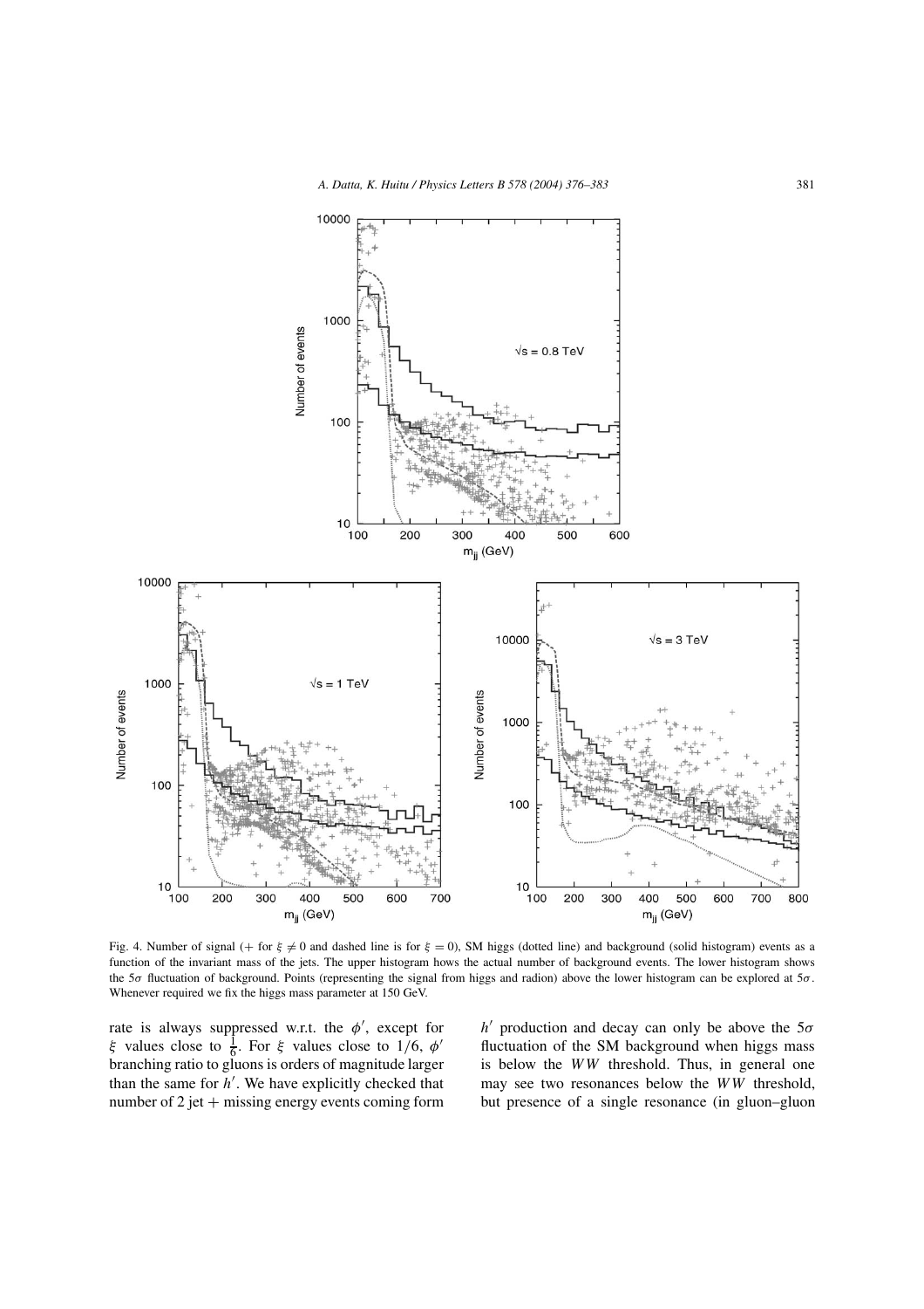Fig. 4. Number of signal (+ for $\xi \neq 0$ and dashed line is for $\xi = 0$), SM higgs (dotted line) and background (solid histogram) events as a function of the invariant mass of the jets. The upper histogram hows the actual number of background events. The lower histogram shows the $5\sigma$ fluctuation of background. Points (representing the signal from higgs and radion) above the lower histogram can be explored at $5\sigma$. Whenever required we fix the higgs mass parameter at 150 GeV.

rate is always suppressed w.r.t. the $\phi'$, except for $\xi$ values close to $\frac{1}{6}$. For $\xi$ values close to $1/6$, $\phi'$ branching ratio to gluons is orders of magnitude larger than the same for $h'$. We have explicitly checked that number of 2 jet + missing energy events coming form $h'$ production and decay can only be above the $5\sigma$ fluctuation of the SM background when higgs mass is below the $WW$ threshold. Thus, in general one may see two resonances below the $WW$ threshold, but presence of a single resonance (in gluon–gluon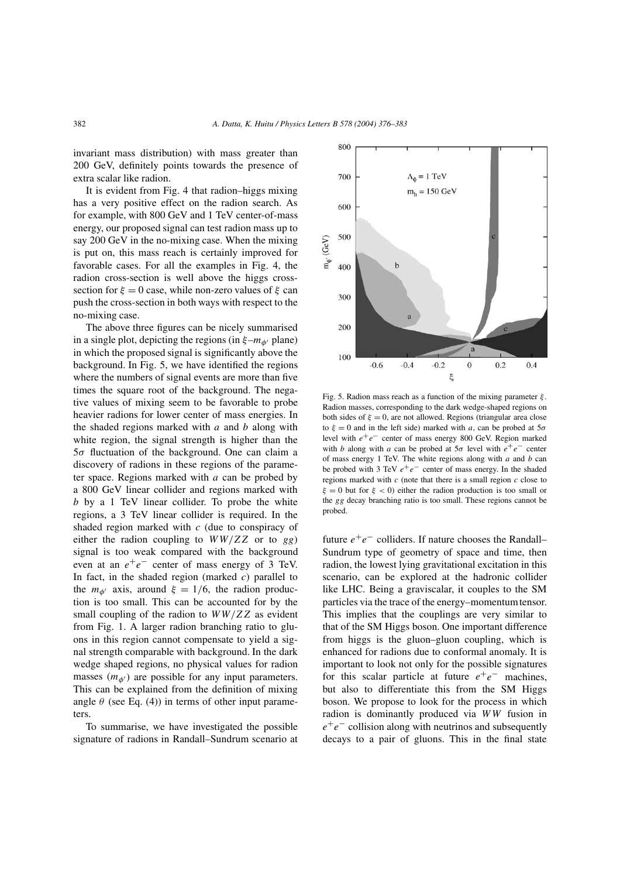invariant mass distribution) with mass greater than 200 GeV, definitely points towards the presence of extra scalar like radion.

It is evident from Fig. 4 that radion–higgs mixing has a very positive effect on the radion search. As for example, with 800 GeV and 1 TeV center-of-mass energy, our proposed signal can test radion mass up to say 200 GeV in the no-mixing case. When the mixing is put on, this mass reach is certainly improved for favorable cases. For all the examples in Fig. 4, the radion cross-section is well above the higgs cross-section for $\xi = 0$ case, while non-zero values of $\xi$ can push the cross-section in both ways with respect to the no-mixing case.

The above three figures can be nicely summarised in a single plot, depicting the regions (in $\xi$–$m_{\phi'}$ plane) in which the proposed signal is significantly above the background. In Fig. 5, we have identified the regions where the numbers of signal events are more than five times the square root of the background. The negative values of mixing seem to be favorable to probe heavier radions for lower center of mass energies. In the shaded regions marked with *a* and *b* along with white region, the signal strength is higher than the $5\sigma$ fluctuation of the background. One can claim a discovery of radions in these regions of the parameter space. Regions marked with *a* can be probed by a 800 GeV linear collider and regions marked with *b* by a 1 TeV linear collider. To probe the white regions, a 3 TeV linear collider is required. In the shaded region marked with *c* (due to conspiracy of either the radion coupling to $WW/ZZ$ or to $gg$) signal is too weak compared with the background even at an $e^+e^-$ center of mass energy of 3 TeV. In fact, in the shaded region (marked *c*) parallel to the $m_{\phi'}$ axis, around $\xi = 1/6$, the radion production is too small. This can be accounted for by the small coupling of the radion to $WW/ZZ$ as evident from Fig. 1. A larger radion branching ratio to gluons in this region cannot compensate to yield a signal strength comparable with background. In the dark wedge shaped regions, no physical values for radion masses ($m_{\phi'}$) are possible for any input parameters. This can be explained from the definition of mixing angle $\theta$ (see Eq. (4)) in terms of other input parameters.

Fig. 5. Radion mass reach as a function of the mixing parameter $\xi$. Radion masses, corresponding to the dark wedge-shaped regions on both sides of $\xi = 0$, are not allowed. Regions (triangular area close to $\xi = 0$ and in the left side) marked with *a*, can be probed at $5\sigma$ level with $e^+e^-$ center of mass energy 800 GeV. Region marked with *b* along with *a* can be probed at $5\sigma$ level with $e^+e^-$ center of mass energy 1 TeV. The white regions along with *a* and *b* can be probed with 3 TeV $e^+e^-$ center of mass energy. In the shaded regions marked with *c* (note that there is a small region *c* close to $\xi = 0$ but for $\xi < 0$) either the radion production is too small or the $gg$ decay branching ratio is too small. These regions cannot be probed.

To summarise, we have investigated the possible signature of radions in Randall–Sundrum scenario at future $e^+e^-$ colliders. If nature chooses the Randall–Sundrum type of geometry of space and time, then radion, the lowest lying gravitational excitation in this scenario, can be explored at the hadronic collider like LHC. Being a graviscalar, it couples to the SM particles via the trace of the energy–momentum tensor. This implies that the couplings are very similar to that of the SM Higgs boson. One important difference from higgs is the gluon–gluon coupling, which is enhanced for radions due to conformal anomaly. It is important to look not only for the possible signatures for this scalar particle at future $e^+e^-$ machines, but also to differentiate this from the SM Higgs boson. We propose to look for the process in which radion is dominantly produced via $WW$ fusion in $e^+e^-$ collision along with neutrinos and subsequently decays to a pair of gluons. This in the final state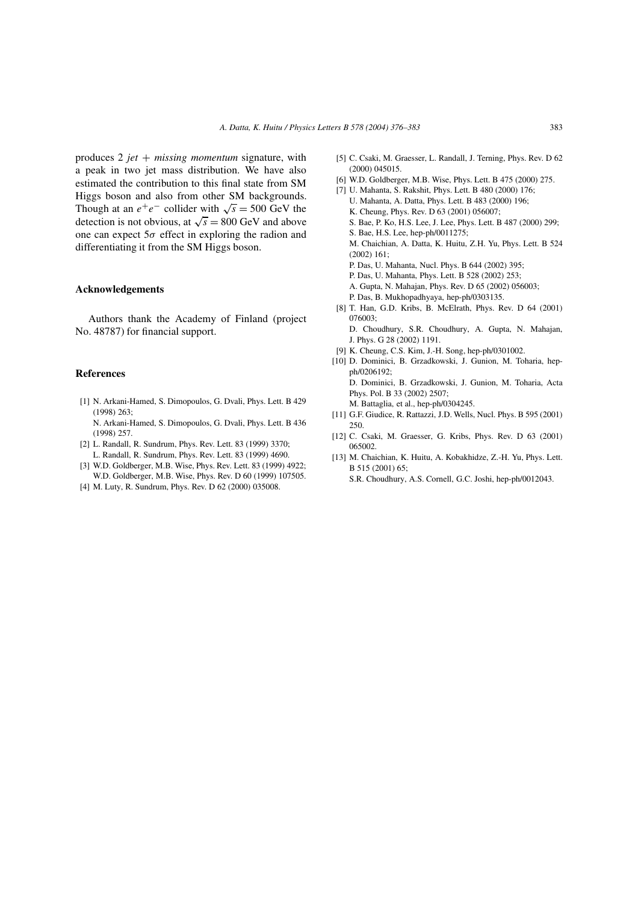produces 2 *jet* + *missing momentum* signature, with a peak in two jet mass distribution. We have also estimated the contribution to this final state from SM Higgs boson and also from other SM backgrounds. Though at an $e^+e^-$ collider with $\sqrt{s} = 500$ GeV the detection is not obvious, at $\sqrt{s} = 800$ GeV and above one can expect $5\sigma$ effect in exploring the radion and differentiating it from the SM Higgs boson.

## Acknowledgements

Authors thank the Academy of Finland (project No. 48787) for financial support.

## References

[1] N. Arkani-Hamed, S. Dimopoulos, G. Dvali, Phys. Lett. B 429 (1998) 263;
N. Arkani-Hamed, S. Dimopoulos, G. Dvali, Phys. Lett. B 436 (1998) 257.

[2] L. Randall, R. Sundrum, Phys. Rev. Lett. 83 (1999) 3370;
L. Randall, R. Sundrum, Phys. Rev. Lett. 83 (1999) 4690.

[3] W.D. Goldberger, M.B. Wise, Phys. Rev. Lett. 83 (1999) 4922;
W.D. Goldberger, M.B. Wise, Phys. Rev. D 60 (1999) 107505.

[4] M. Luty, R. Sundrum, Phys. Rev. D 62 (2000) 035008.

[5] C. Csaki, M. Graesser, L. Randall, J. Terning, Phys. Rev. D 62 (2000) 045015.

[6] W.D. Goldberger, M.B. Wise, Phys. Lett. B 475 (2000) 275.

[7] U. Mahanta, S. Rakshit, Phys. Lett. B 480 (2000) 176;
U. Mahanta, A. Datta, Phys. Lett. B 483 (2000) 196;
K. Cheung, Phys. Rev. D 63 (2001) 056007;
S. Bae, P. Ko, H.S. Lee, J. Lee, Phys. Lett. B 487 (2000) 299;
S. Bae, H.S. Lee, hep-ph/0011275;
M. Chaichian, A. Datta, K. Huitu, Z.H. Yu, Phys. Lett. B 524 (2002) 161;
P. Das, U. Mahanta, Nucl. Phys. B 644 (2002) 395;
P. Das, U. Mahanta, Phys. Lett. B 528 (2002) 253;
A. Gupta, N. Mahajan, Phys. Rev. D 65 (2002) 056003;
P. Das, B. Mukhopadhyaya, hep-ph/0303135.

[8] T. Han, G.D. Kribs, B. McElrath, Phys. Rev. D 64 (2001) 076003;
D. Choudhury, S.R. Choudhury, A. Gupta, N. Mahajan, J. Phys. G 28 (2002) 1191.

[9] K. Cheung, C.S. Kim, J.-H. Song, hep-ph/0301002.

[10] D. Dominici, B. Grzadkowski, J. Gunion, M. Toharia, hep-ph/0206192;
D. Dominici, B. Grzadkowski, J. Gunion, M. Toharia, Acta Phys. Pol. B 33 (2002) 2507;
M. Battaglia, et al., hep-ph/0304245.

[11] G.F. Giudice, R. Rattazzi, J.D. Wells, Nucl. Phys. B 595 (2001) 250.

[12] C. Csaki, M. Graesser, G. Kribs, Phys. Rev. D 63 (2001) 065002.

[13] M. Chaichian, K. Huitu, A. Kobakhidze, Z.-H. Yu, Phys. Lett. B 515 (2001) 65;
S.R. Choudhury, A.S. Cornell, G.C. Joshi, hep-ph/0012043.